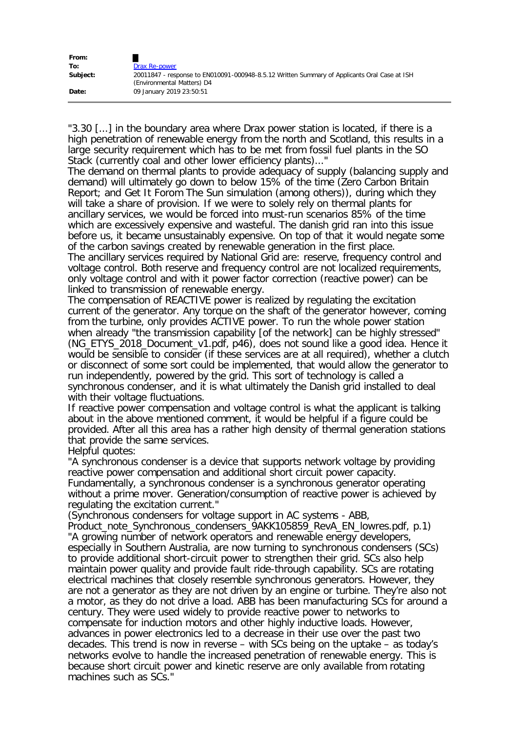| | |
|---|---|
| **From:** | █ |
| **To:** | Drax Re-power |
| **Subject:** | 20011847 - response to EN010091-000948-8.5.12 Written Summary of Applicants Oral Case at ISH (Environmental Matters) D4 |
| **Date:** | 09 January 2019 23:50:51 |

"3.30 [...] in the boundary area where Drax power station is located, if there is a high penetration of renewable energy from the north and Scotland, this results in a large security requirement which has to be met from fossil fuel plants in the SO Stack (currently coal and other lower efficiency plants)..."

The demand on thermal plants to provide adequacy of supply (balancing supply and demand) will ultimately go down to below 15% of the time (Zero Carbon Britain Report; and Get It Forom The Sun simulation (among others)), during which they will take a share of provision. If we were to solely rely on thermal plants for ancillary services, we would be forced into must-run scenarios 85% of the time which are excessively expensive and wasteful. The danish grid ran into this issue before us, it became unsustainably expensive. On top of that it would negate some of the carbon savings created by renewable generation in the first place.

The ancillary services required by National Grid are: reserve, frequency control and voltage control. Both reserve and frequency control are not localized requirements, only voltage control and with it power factor correction (reactive power) can be linked to transmission of renewable energy.

The compensation of REACTIVE power is realized by regulating the excitation current of the generator. Any torque on the shaft of the generator however, coming from the turbine, only provides ACTIVE power. To run the whole power station when already "the transmission capability [of the network] can be highly stressed" (NG_ETYS_2018_Document_v1.pdf, p46), does not sound like a good idea. Hence it would be sensible to consider (if these services are at all required), whether a clutch or disconnect of some sort could be implemented, that would allow the generator to run independently, powered by the grid. This sort of technology is called a synchronous condenser, and it is what ultimately the Danish grid installed to deal with their voltage fluctuations.

If reactive power compensation and voltage control is what the applicant is talking about in the above mentioned comment, it would be helpful if a figure could be provided. After all this area has a rather high density of thermal generation stations that provide the same services.

Helpful quotes:

"A synchronous condenser is a device that supports network voltage by providing reactive power compensation and additional short circuit power capacity. Fundamentally, a synchronous condenser is a synchronous generator operating without a prime mover. Generation/consumption of reactive power is achieved by regulating the excitation current."

(Synchronous condensers for voltage support in AC systems - ABB, Product_note_Synchronous_condensers_9AKK105859_RevA_EN_lowres.pdf, p.1)

"A growing number of network operators and renewable energy developers, especially in Southern Australia, are now turning to synchronous condensers (SCs) to provide additional short-circuit power to strengthen their grid. SCs also help maintain power quality and provide fault ride-through capability. SCs are rotating electrical machines that closely resemble synchronous generators. However, they are not a generator as they are not driven by an engine or turbine. They're also not a motor, as they do not drive a load. ABB has been manufacturing SCs for around a century. They were used widely to provide reactive power to networks to compensate for induction motors and other highly inductive loads. However, advances in power electronics led to a decrease in their use over the past two decades. This trend is now in reverse – with SCs being on the uptake – as today's networks evolve to handle the increased penetration of renewable energy. This is because short circuit power and kinetic reserve are only available from rotating machines such as SCs."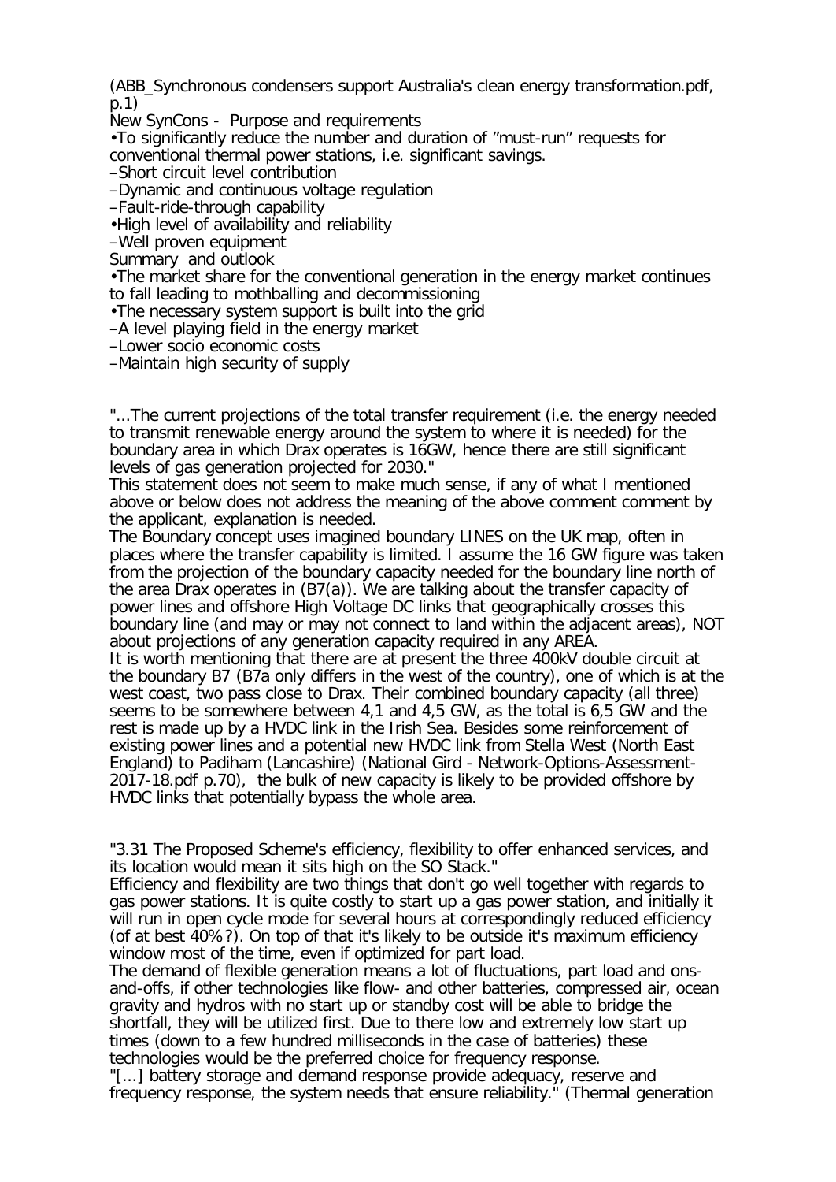(ABB_Synchronous condensers support Australia's clean energy transformation.pdf, p.1)

New SynCons - Purpose and requirements

- To significantly reduce the number and duration of "must-run" requests for conventional thermal power stations, i.e. significant savings.
  - Short circuit level contribution
  - Dynamic and continuous voltage regulation
  - Fault-ride-through capability
- High level of availability and reliability
  - Well proven equipment

Summary and outlook

- The market share for the conventional generation in the energy market continues to fall leading to mothballing and decommissioning
- The necessary system support is built into the grid
  - A level playing field in the energy market
  - Lower socio economic costs
  - Maintain high security of supply

"...The current projections of the total transfer requirement (i.e. the energy needed to transmit renewable energy around the system to where it is needed) for the boundary area in which Drax operates is 16GW, hence there are still significant levels of gas generation projected for 2030."

This statement does not seem to make much sense, if any of what I mentioned above or below does not address the meaning of the above comment comment by the applicant, explanation is needed.

The Boundary concept uses imagined boundary LINES on the UK map, often in places where the transfer capability is limited. I assume the 16 GW figure was taken from the projection of the boundary capacity needed for the boundary line north of the area Drax operates in (B7(a)). We are talking about the transfer capacity of power lines and offshore High Voltage DC links that geographically crosses this boundary line (and may or may not connect to land within the adjacent areas), NOT about projections of any generation capacity required in any AREA.

It is worth mentioning that there are at present the three 400kV double circuit at the boundary B7 (B7a only differs in the west of the country), one of which is at the west coast, two pass close to Drax. Their combined boundary capacity (all three) seems to be somewhere between 4,1 and 4,5 GW, as the total is 6,5 GW and the rest is made up by a HVDC link in the Irish Sea. Besides some reinforcement of existing power lines and a potential new HVDC link from Stella West (North East England) to Padiham (Lancashire) (National Gird - Network-Options-Assessment-2017-18.pdf p.70), the bulk of new capacity is likely to be provided offshore by HVDC links that potentially bypass the whole area.

"3.31 The Proposed Scheme's efficiency, flexibility to offer enhanced services, and its location would mean it sits high on the SO Stack."

Efficiency and flexibility are two things that don't go well together with regards to gas power stations. It is quite costly to start up a gas power station, and initially it will run in open cycle mode for several hours at correspondingly reduced efficiency (of at best 40%?). On top of that it's likely to be outside it's maximum efficiency window most of the time, even if optimized for part load.

The demand of flexible generation means a lot of fluctuations, part load and ons-and-offs, if other technologies like flow- and other batteries, compressed air, ocean gravity and hydros with no start up or standby cost will be able to bridge the shortfall, they will be utilized first. Due to there low and extremely low start up times (down to a few hundred milliseconds in the case of batteries) these technologies would be the preferred choice for frequency response.

"[...] battery storage and demand response provide adequacy, reserve and frequency response, the system needs that ensure reliability." (Thermal generation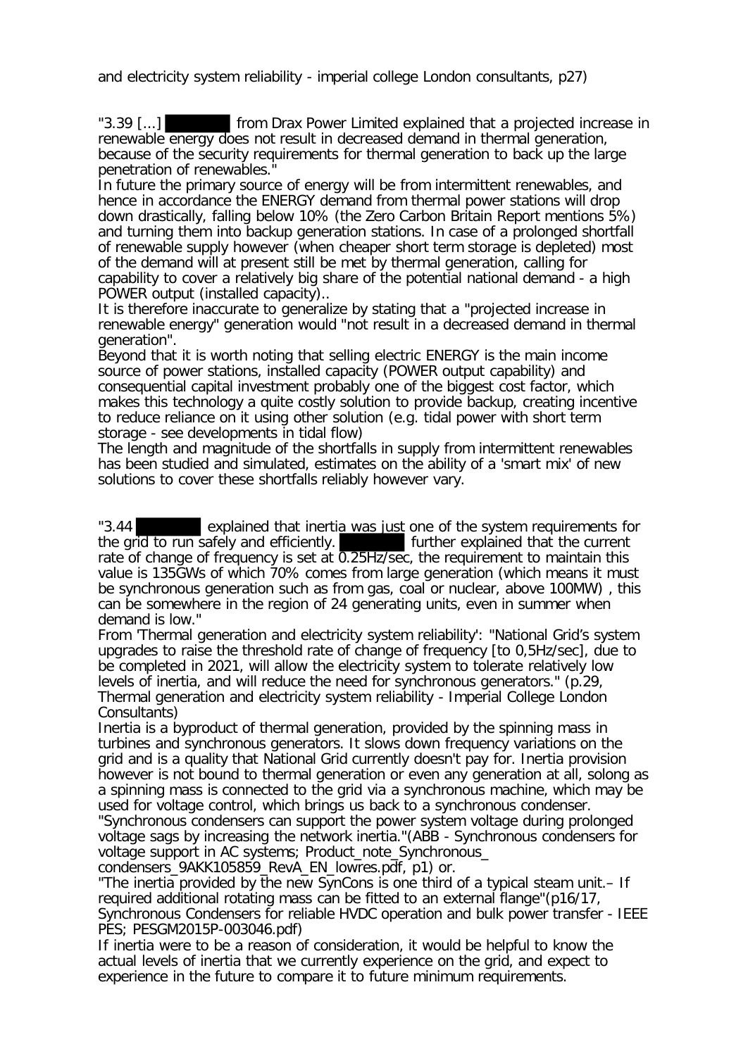and electricity system reliability - imperial college London consultants, p27)

"3.39 [...] ███████ from Drax Power Limited explained that a projected increase in renewable energy does not result in decreased demand in thermal generation, because of the security requirements for thermal generation to back up the large penetration of renewables."

In future the primary source of energy will be from intermittent renewables, and hence in accordance the ENERGY demand from thermal power stations will drop down drastically, falling below 10% (the Zero Carbon Britain Report mentions 5%) and turning them into backup generation stations. In case of a prolonged shortfall of renewable supply however (when cheaper short term storage is depleted) most of the demand will at present still be met by thermal generation, calling for capability to cover a relatively big share of the potential national demand - a high POWER output (installed capacity)..

It is therefore inaccurate to generalize by stating that a "projected increase in renewable energy" generation would "not result in a decreased demand in thermal generation".

Beyond that it is worth noting that selling electric ENERGY is the main income source of power stations, installed capacity (POWER output capability) and consequential capital investment probably one of the biggest cost factor, which makes this technology a quite costly solution to provide backup, creating incentive to reduce reliance on it using other solution (e.g. tidal power with short term storage - see developments in tidal flow)

The length and magnitude of the shortfalls in supply from intermittent renewables has been studied and simulated, estimates on the ability of a 'smart mix' of new solutions to cover these shortfalls reliably however vary.

"3.44 ███████ explained that inertia was just one of the system requirements for the grid to run safely and efficiently. ███████ further explained that the current rate of change of frequency is set at 0.25Hz/sec, the requirement to maintain this value is 135GWs of which 70% comes from large generation (which means it must be synchronous generation such as from gas, coal or nuclear, above 100MW) , this can be somewhere in the region of 24 generating units, even in summer when demand is low."

From 'Thermal generation and electricity system reliability': "National Grid's system upgrades to raise the threshold rate of change of frequency [to 0,5Hz/sec], due to be completed in 2021, will allow the electricity system to tolerate relatively low levels of inertia, and will reduce the need for synchronous generators." (p.29, Thermal generation and electricity system reliability - Imperial College London Consultants)

Inertia is a byproduct of thermal generation, provided by the spinning mass in turbines and synchronous generators. It slows down frequency variations on the grid and is a quality that National Grid currently doesn't pay for. Inertia provision however is not bound to thermal generation or even any generation at all, solong as a spinning mass is connected to the grid via a synchronous machine, which may be used for voltage control, which brings us back to a synchronous condenser.

"Synchronous condensers can support the power system voltage during prolonged voltage sags by increasing the network inertia."(ABB - Synchronous condensers for voltage support in AC systems; Product_note_Synchronous_condensers_9AKK105859_RevA_EN_lowres.pdf, p1) or.

"The inertia provided by the new SynCons is one third of a typical steam unit.– If required additional rotating mass can be fitted to an external flange"(p16/17, Synchronous Condensers for reliable HVDC operation and bulk power transfer - IEEE PES; PESGM2015P-003046.pdf)

If inertia were to be a reason of consideration, it would be helpful to know the actual levels of inertia that we currently experience on the grid, and expect to experience in the future to compare it to future minimum requirements.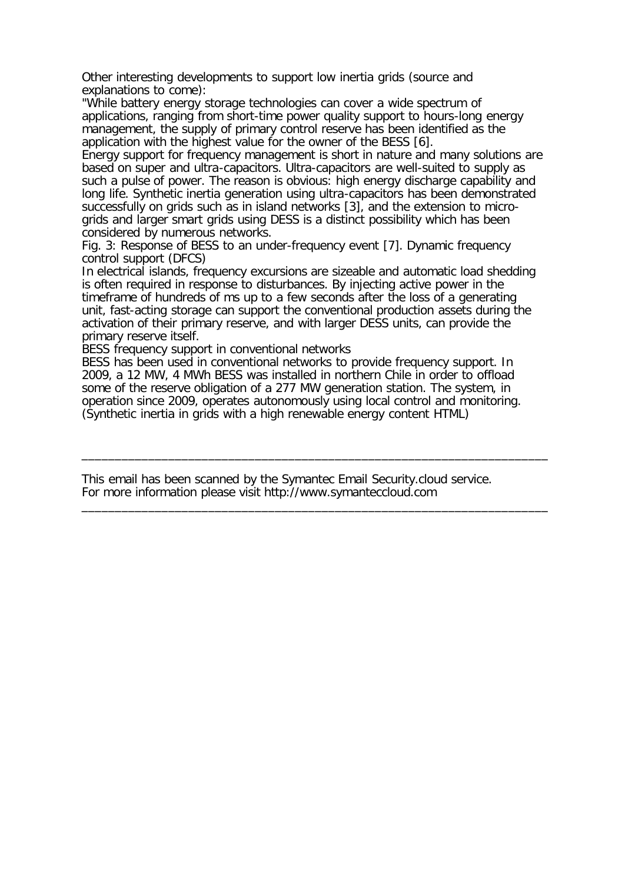Other interesting developments to support low inertia grids (source and explanations to come):

"While battery energy storage technologies can cover a wide spectrum of applications, ranging from short-time power quality support to hours-long energy management, the supply of primary control reserve has been identified as the application with the highest value for the owner of the BESS [6].

Energy support for frequency management is short in nature and many solutions are based on super and ultra-capacitors. Ultra-capacitors are well-suited to supply as such a pulse of power. The reason is obvious: high energy discharge capability and long life. Synthetic inertia generation using ultra-capacitors has been demonstrated successfully on grids such as in island networks [3], and the extension to micro-grids and larger smart grids using DESS is a distinct possibility which has been considered by numerous networks.

Fig. 3: Response of BESS to an under-frequency event [7]. Dynamic frequency control support (DFCS)

In electrical islands, frequency excursions are sizeable and automatic load shedding is often required in response to disturbances. By injecting active power in the timeframe of hundreds of ms up to a few seconds after the loss of a generating unit, fast-acting storage can support the conventional production assets during the activation of their primary reserve, and with larger DESS units, can provide the primary reserve itself.

BESS frequency support in conventional networks

BESS has been used in conventional networks to provide frequency support. In 2009, a 12 MW, 4 MWh BESS was installed in northern Chile in order to offload some of the reserve obligation of a 277 MW generation station. The system, in operation since 2009, operates autonomously using local control and monitoring. (Synthetic inertia in grids with a high renewable energy content HTML)

---

This email has been scanned by the Symantec Email Security.cloud service.
For more information please visit http://www.symanteccloud.com

---